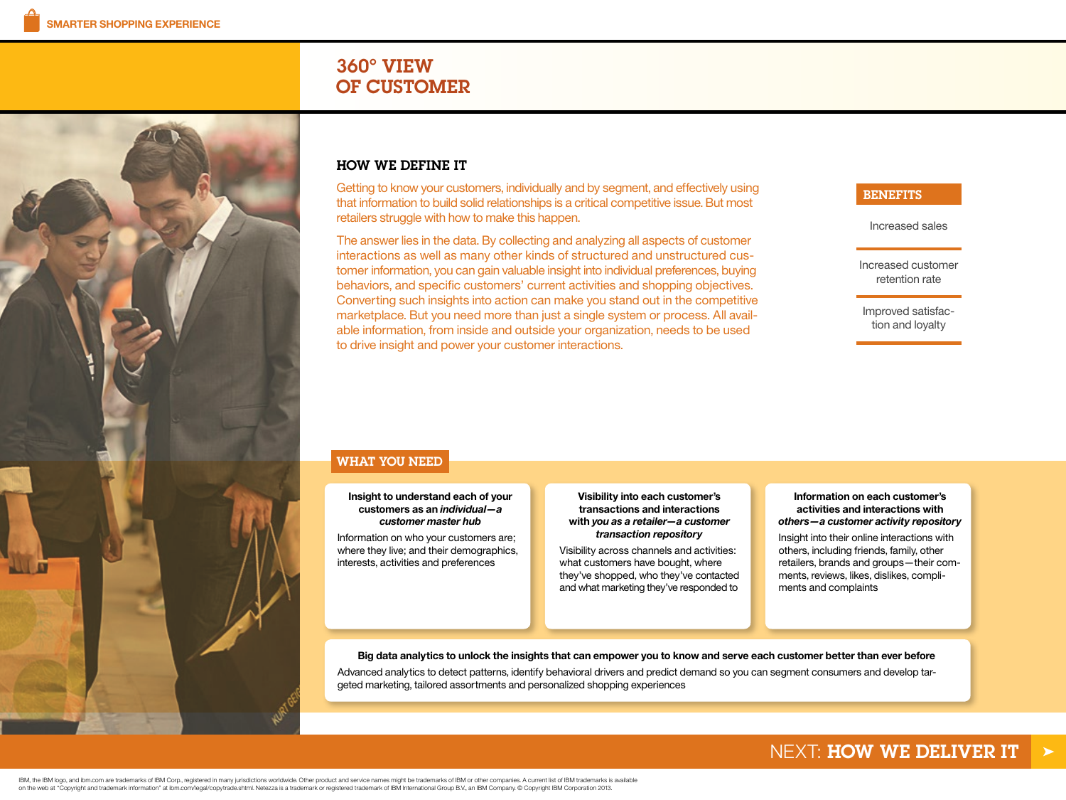# 360° VIEW OF CUSTOMER

## HOW WE DEFINE IT

Getting to know your customers, individually and by segment, and effectively using that information to build solid relationships is a critical competitive issue. But most retailers struggle with how to make this happen.

The answer lies in the data. By collecting and analyzing all aspects of customer interactions as well as many other kinds of structured and unstructured customer information, you can gain valuable insight into individual preferences, buying behaviors, and specific customers' current activities and shopping objectives. Converting such insights into action can make you stand out in the competitive marketplace. But you need more than just a single system or process. All available information, from inside and outside your organization, needs to be used to drive insight and power your customer interactions.

## BENEFITS

- Increased sales
- Increased customer retention rate
- Improved satisfaction and loyalty

## WHAT YOU NEED

**Insight to understand each of your customers as an *individual—a customer master hub***

Information on who your customers are; where they live; and their demographics, interests, activities and preferences

**Visibility into each customer's transactions and interactions with *you as a retailer—a customer transaction repository***

Visibility across channels and activities: what customers have bought, where they've shopped, who they've contacted and what marketing they've responded to

**Information on each customer's activities and interactions with *others—a customer activity repository***

Insight into their online interactions with others, including friends, family, other retailers, brands and groups—their comments, reviews, likes, dislikes, compliments and complaints

**Big data analytics to unlock the insights that can empower you to know and serve each customer better than ever before**

Advanced analytics to detect patterns, identify behavioral drivers and predict demand so you can segment consumers and develop targeted marketing, tailored assortments and personalized shopping experiences

NEXT: **HOW WE DELIVER IT**

IBM, the IBM logo, and ibm.com are trademarks of IBM Corp., registered in many jurisdictions worldwide. Other product and service names might be trademarks of IBM or other companies. A current list of IBM trademarks is available on the web at "Copyright and trademark information" at ibm.com/legal/copytrade.shtml. Netezza is a trademark or registered trademark of IBM International Group B.V., an IBM Company. © Copyright IBM Corporation 2013.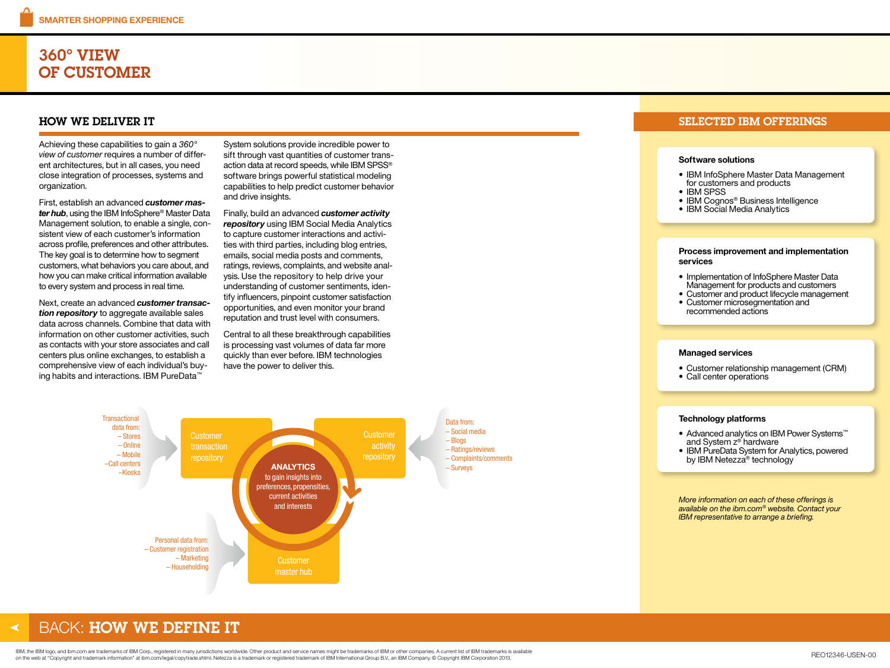# 360° VIEW OF CUSTOMER

## HOW WE DELIVER IT

Achieving these capabilities to gain a *360° view of customer* requires a number of different architectures, but in all cases, you need close integration of processes, systems and organization.

First, establish an advanced ***customer master hub***, using the IBM InfoSphere® Master Data Management solution, to enable a single, consistent view of each customer's information across profile, preferences and other attributes. The key goal is to determine how to segment customers, what behaviors you care about, and how you can make critical information available to every system and process in real time.

Next, create an advanced ***customer transaction repository*** to aggregate available sales data across channels. Combine that data with information on other customer activities, such as contacts with your store associates and call centers plus online exchanges, to establish a comprehensive view of each individual's buying habits and interactions. IBM PureData™ System solutions provide incredible power to sift through vast quantities of customer transaction data at record speeds, while IBM SPSS® software brings powerful statistical modeling capabilities to help predict customer behavior and drive insights.

Finally, build an advanced ***customer activity repository*** using IBM Social Media Analytics to capture customer interactions and activities with third parties, including blog entries, emails, social media posts and comments, ratings, reviews, complaints, and website analysis. Use the repository to help drive your understanding of customer sentiments, identify influencers, pinpoint customer satisfaction opportunities, and even monitor your brand reputation and trust level with consumers.

Central to all these breakthrough capabilities is processing vast volumes of data far more quickly than ever before. IBM technologies have the power to deliver this.

Transactional data from:
– Stores
– Online
– Mobile
–Call centers
–Kiosks

Customer transaction repository

Customer activity repository

Data from:
– Social media
– Blogs
– Ratings/reviews
– Complaints/comments
– Surveys

**ANALYTICS**
to gain insights into preferences, propensities, current activities and interests

Personal data from:
– Customer registration
– Marketing
– Householding

Customer master hub

## SELECTED IBM OFFERINGS

**Software solutions**

- IBM InfoSphere Master Data Management for customers and products
- IBM SPSS
- IBM Cognos® Business Intelligence
- IBM Social Media Analytics

**Process improvement and implementation services**

- Implementation of InfoSphere Master Data Management for products and customers
- Customer and product lifecycle management
- Customer microsegmentation and recommended actions

**Managed services**

- Customer relationship management (CRM)
- Call center operations

**Technology platforms**

- Advanced analytics on IBM Power Systems™ and System z® hardware
- IBM PureData System for Analytics, powered by IBM Netezza® technology

*More information on each of these offerings is available on the ibm.com® website. Contact your IBM representative to arrange a briefing.*

BACK: **HOW WE DEFINE IT**

IBM, the IBM logo, and ibm.com are trademarks of IBM Corp., registered in many jurisdictions worldwide. Other product and service names might be trademarks of IBM or other companies. A current list of IBM trademarks is available on the web at "Copyright and trademark information" at ibm.com/legal/copytrade.shtml. Netezza is a trademark or registered trademark of IBM International Group B.V., an IBM Company. © Copyright IBM Corporation 2013.

REO12346-USEN-00